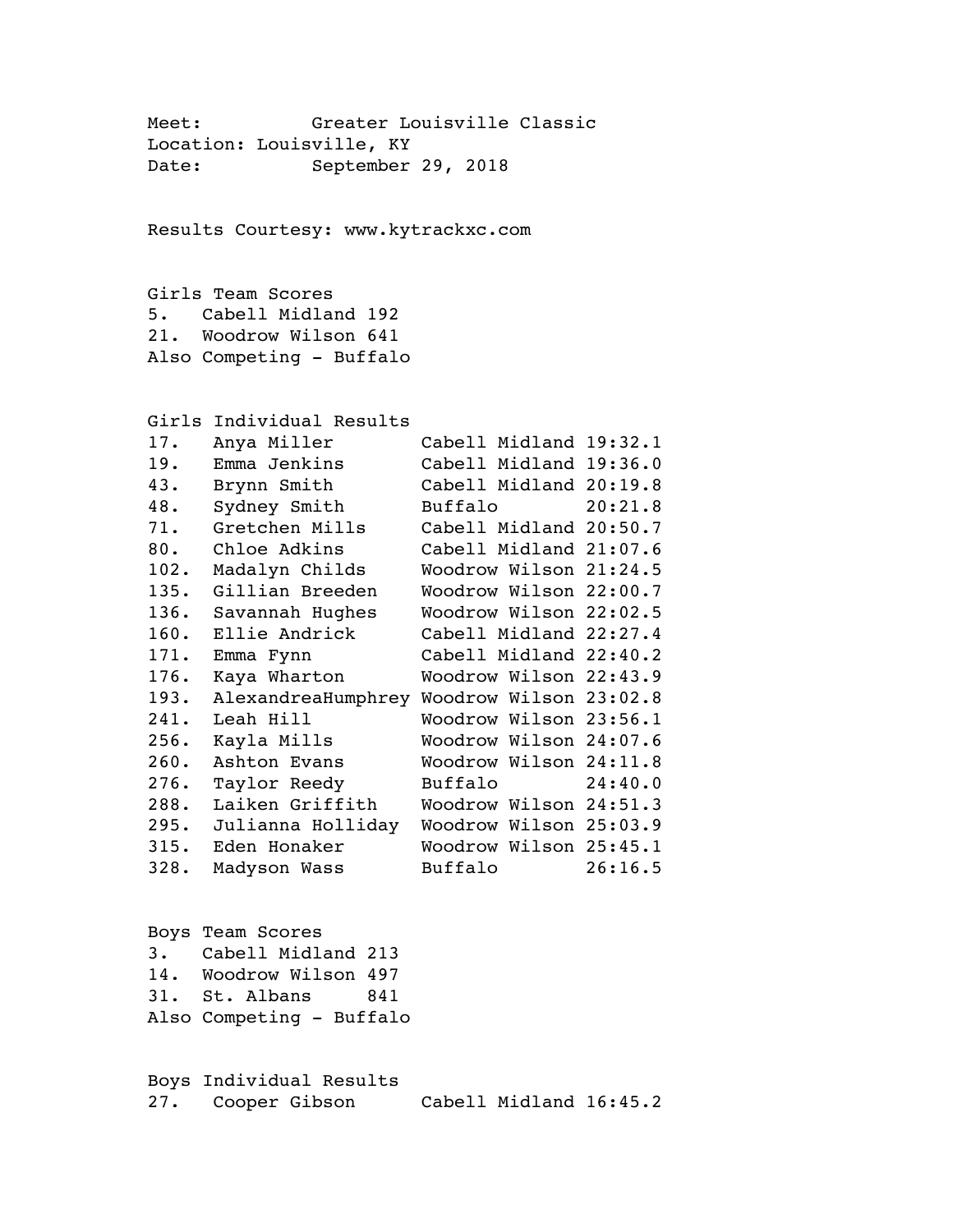Meet: Greater Louisville Classic
Location: Louisville, KY
Date: September 29, 2018

Results Courtesy: www.kytrackxc.com

## Girls Team Scores

| Place | Team | Score |
|---|---|---|
| 5. | Cabell Midland | 192 |
| 21. | Woodrow Wilson | 641 |

Also Competing - Buffalo

## Girls Individual Results

| Place | Name | School | Time |
|---|---|---|---|
| 17. | Anya Miller | Cabell Midland | 19:32.1 |
| 19. | Emma Jenkins | Cabell Midland | 19:36.0 |
| 43. | Brynn Smith | Cabell Midland | 20:19.8 |
| 48. | Sydney Smith | Buffalo | 20:21.8 |
| 71. | Gretchen Mills | Cabell Midland | 20:50.7 |
| 80. | Chloe Adkins | Cabell Midland | 21:07.6 |
| 102. | Madalyn Childs | Woodrow Wilson | 21:24.5 |
| 135. | Gillian Breeden | Woodrow Wilson | 22:00.7 |
| 136. | Savannah Hughes | Woodrow Wilson | 22:02.5 |
| 160. | Ellie Andrick | Cabell Midland | 22:27.4 |
| 171. | Emma Fynn | Cabell Midland | 22:40.2 |
| 176. | Kaya Wharton | Woodrow Wilson | 22:43.9 |
| 193. | AlexandreaHumphrey | Woodrow Wilson | 23:02.8 |
| 241. | Leah Hill | Woodrow Wilson | 23:56.1 |
| 256. | Kayla Mills | Woodrow Wilson | 24:07.6 |
| 260. | Ashton Evans | Woodrow Wilson | 24:11.8 |
| 276. | Taylor Reedy | Buffalo | 24:40.0 |
| 288. | Laiken Griffith | Woodrow Wilson | 24:51.3 |
| 295. | Julianna Holliday | Woodrow Wilson | 25:03.9 |
| 315. | Eden Honaker | Woodrow Wilson | 25:45.1 |
| 328. | Madyson Wass | Buffalo | 26:16.5 |

## Boys Team Scores

| Place | Team | Score |
|---|---|---|
| 3. | Cabell Midland | 213 |
| 14. | Woodrow Wilson | 497 |
| 31. | St. Albans | 841 |

Also Competing - Buffalo

## Boys Individual Results

| Place | Name | School | Time |
|---|---|---|---|
| 27. | Cooper Gibson | Cabell Midland | 16:45.2 |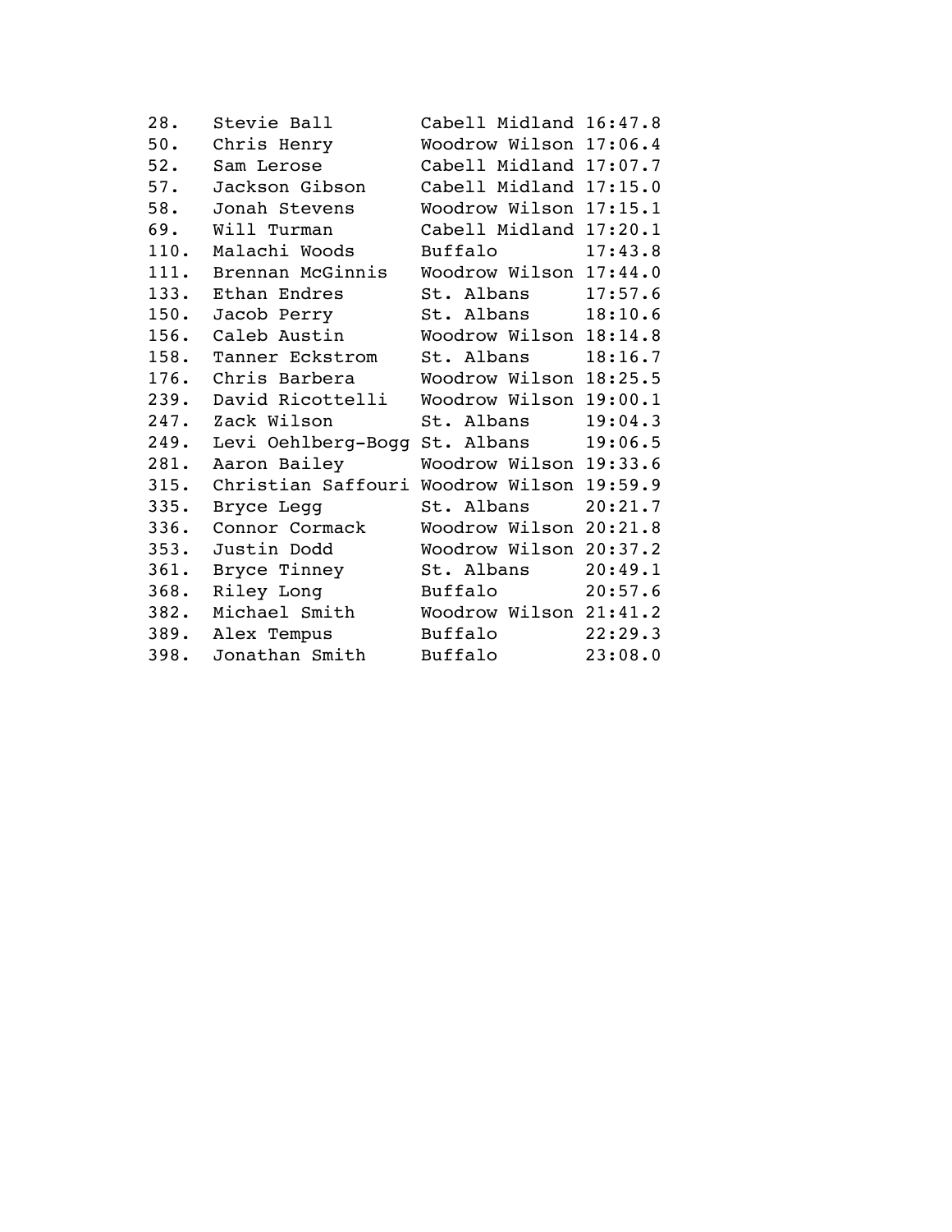| | | | |
|---|---|---|---|
| 28. | Stevie Ball | Cabell Midland | 16:47.8 |
| 50. | Chris Henry | Woodrow Wilson | 17:06.4 |
| 52. | Sam Lerose | Cabell Midland | 17:07.7 |
| 57. | Jackson Gibson | Cabell Midland | 17:15.0 |
| 58. | Jonah Stevens | Woodrow Wilson | 17:15.1 |
| 69. | Will Turman | Cabell Midland | 17:20.1 |
| 110. | Malachi Woods | Buffalo | 17:43.8 |
| 111. | Brennan McGinnis | Woodrow Wilson | 17:44.0 |
| 133. | Ethan Endres | St. Albans | 17:57.6 |
| 150. | Jacob Perry | St. Albans | 18:10.6 |
| 156. | Caleb Austin | Woodrow Wilson | 18:14.8 |
| 158. | Tanner Eckstrom | St. Albans | 18:16.7 |
| 176. | Chris Barbera | Woodrow Wilson | 18:25.5 |
| 239. | David Ricottelli | Woodrow Wilson | 19:00.1 |
| 247. | Zack Wilson | St. Albans | 19:04.3 |
| 249. | Levi Oehlberg-Bogg | St. Albans | 19:06.5 |
| 281. | Aaron Bailey | Woodrow Wilson | 19:33.6 |
| 315. | Christian Saffouri | Woodrow Wilson | 19:59.9 |
| 335. | Bryce Legg | St. Albans | 20:21.7 |
| 336. | Connor Cormack | Woodrow Wilson | 20:21.8 |
| 353. | Justin Dodd | Woodrow Wilson | 20:37.2 |
| 361. | Bryce Tinney | St. Albans | 20:49.1 |
| 368. | Riley Long | Buffalo | 20:57.6 |
| 382. | Michael Smith | Woodrow Wilson | 21:41.2 |
| 389. | Alex Tempus | Buffalo | 22:29.3 |
| 398. | Jonathan Smith | Buffalo | 23:08.0 |